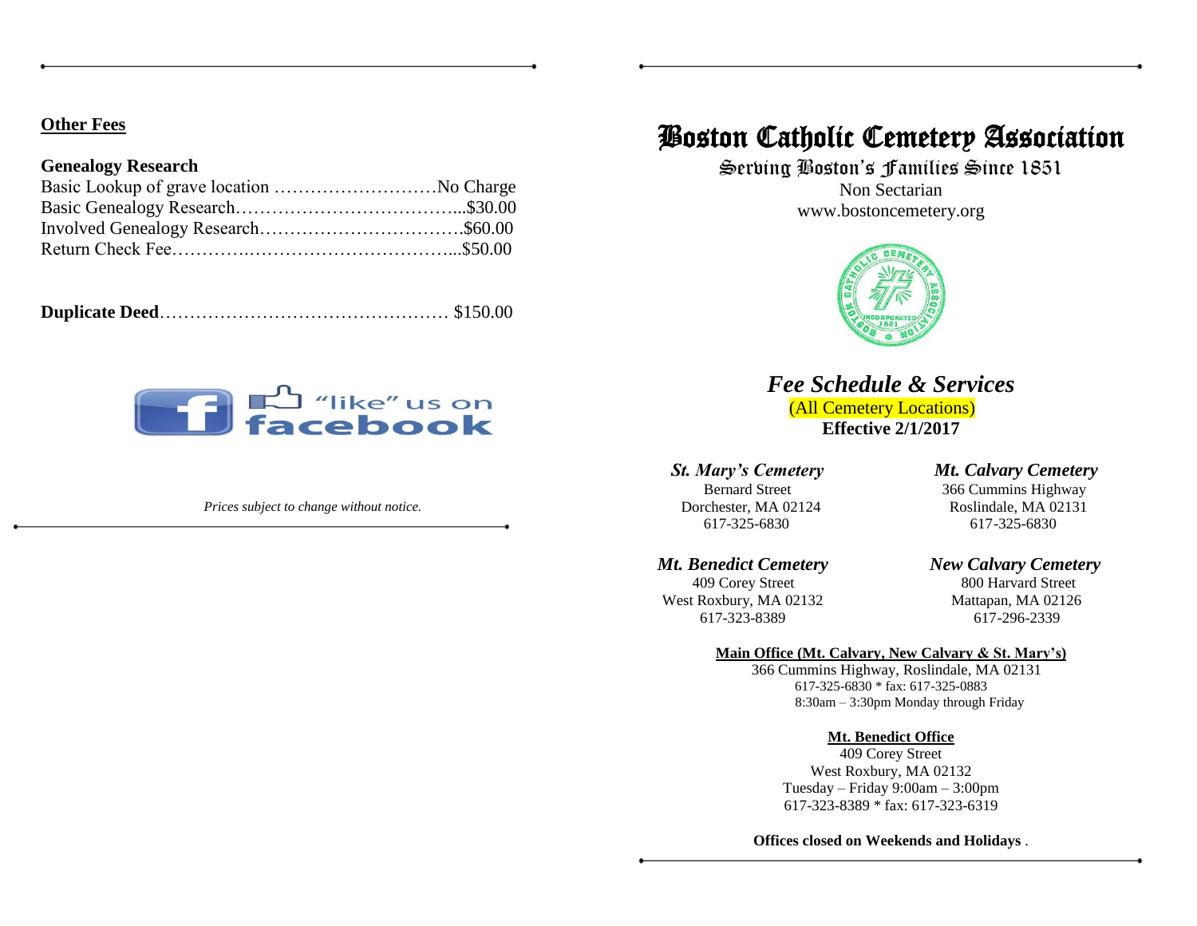## Other Fees

**Genealogy Research**

Basic Lookup of grave location ………………………No Charge
Basic Genealogy Research………………………………...$30.00
Involved Genealogy Research…………………………….$60.00
Return Check Fee…………..……………………………...$50.00

**Duplicate Deed**………………………………………… $150.00

"like" us on facebook

*Prices subject to change without notice.*

# Boston Catholic Cemetery Association

Serving Boston's Families Since 1851

Non Sectarian

www.bostoncemetery.org

## *Fee Schedule & Services*

(All Cemetery Locations)

**Effective 2/1/2017**

***St. Mary's Cemetery***
Bernard Street
Dorchester, MA 02124
617-325-6830

***Mt. Calvary Cemetery***
366 Cummins Highway
Roslindale, MA 02131
617-325-6830

***Mt. Benedict Cemetery***
409 Corey Street
West Roxbury, MA 02132
617-323-8389

***New Calvary Cemetery***
800 Harvard Street
Mattapan, MA 02126
617-296-2339

**Main Office (Mt. Calvary, New Calvary & St. Mary's)**
366 Cummins Highway, Roslindale, MA 02131
617-325-6830 * fax: 617-325-0883
8:30am – 3:30pm Monday through Friday

**Mt. Benedict Office**
409 Corey Street
West Roxbury, MA 02132
Tuesday – Friday 9:00am – 3:00pm
617-323-8389 * fax: 617-323-6319

**Offices closed on Weekends and Holidays** .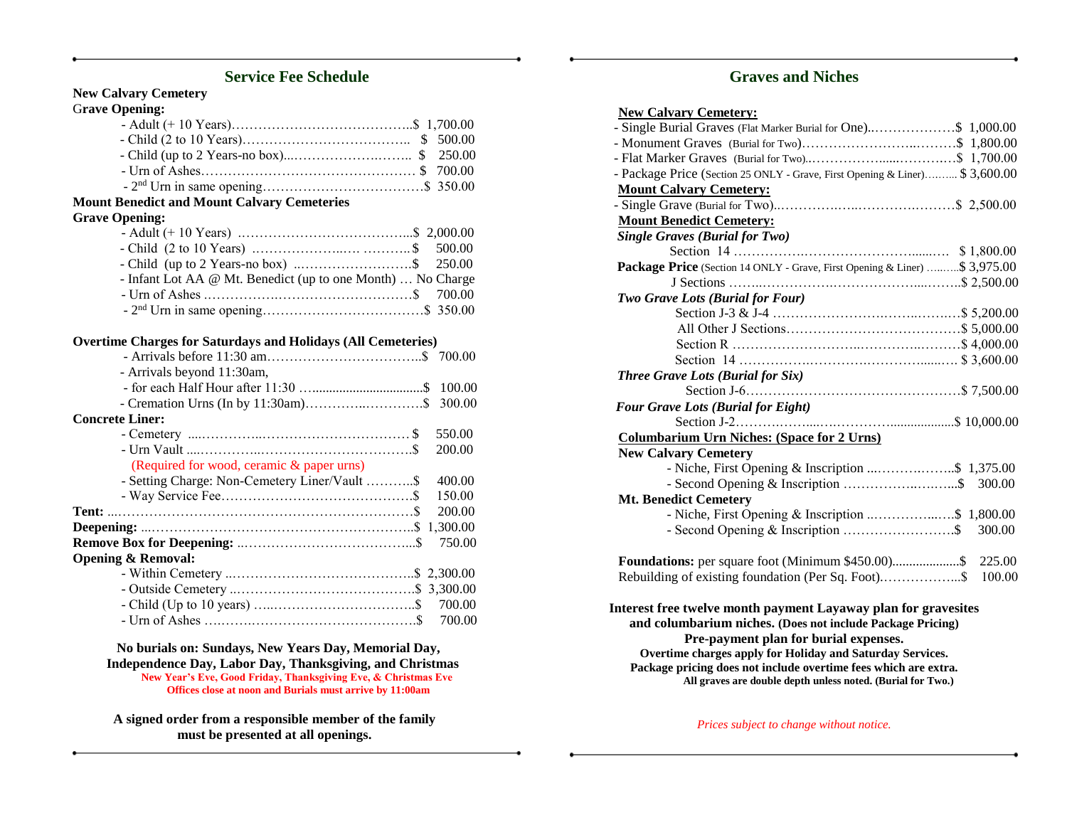## Service Fee Schedule

**New Calvary Cemetery**
**Grave Opening:**

- Adult (+ 10 Years)……………………………………$ 1,700.00
- Child (2 to 10 Years)……………………………….. $ 500.00
- Child (up to 2 Years-no box)...……………….……. $ 250.00
- Urn of Ashes………………………………………… $ 700.00
- 2nd Urn in same opening………………………………$ 350.00

**Mount Benedict and Mount Calvary Cemeteries**
**Grave Opening:**

- Adult (+ 10 Years) ………………………………...$ 2,000.00
- Child (2 to 10 Years) …………………..… ………..$ 500.00
- Child (up to 2 Years-no box) ……………………….$ 250.00
- Infant Lot AA @ Mt. Benedict (up to one Month) … No Charge
- Urn of Ashes ………….……………………………$ 700.00
- 2nd Urn in same opening………………………………$ 350.00

**Overtime Charges for Saturdays and Holidays (All Cemeteries)**

- Arrivals before 11:30 am……………………………..$ 700.00
- Arrivals beyond 11:30am,
- for each Half Hour after 11:30 …...............................$ 100.00
- Cremation Urns (In by 11:30am)…………..…………$ 300.00

**Concrete Liner:**

- Cemetery ....…………..……………………………$ 550.00
- Urn Vault ....…………..……………………………$ 200.00

(Required for wood, ceramic & paper urns)

- Setting Charge: Non-Cemetery Liner/Vault ………..$ 400.00
- Way Service Fee……………………………………$ 150.00

**Tent:** ...……………………………………………………$ 200.00

**Deepening:** ...…………………………………………………..$ 1,300.00

**Remove Box for Deepening:** ..……………………………….$ 750.00

**Opening & Removal:**

- Within Cemetery ..…………………………………..$ 2,300.00
- Outside Cemetery ..…………………………………$ 3,300.00
- Child (Up to 10 years) …..…………………………..$ 700.00
- Urn of Ashes ….……..………………………………$ 700.00

**No burials on: Sundays, New Years Day, Memorial Day, Independence Day, Labor Day, Thanksgiving, and Christmas**

**New Year's Eve, Good Friday, Thanksgiving Eve, & Christmas Eve**
**Offices close at noon and Burials must arrive by 11:00am**

**A signed order from a responsible member of the family must be presented at all openings.**

## Graves and Niches

**New Calvary Cemetery:**

- Single Burial Graves (Flat Marker Burial for One)..………………$ 1,000.00
- Monument Graves (Burial for Two)…………………..………$ 1,800.00
- Flat Marker Graves (Burial for Two)..……………......…………$ 1,700.00
- Package Price (Section 25 ONLY - Grave, First Opening & Liner)……... $ 3,600.00

**Mount Calvary Cemetery:**

- Single Grave (Burial for Two)..……………..…………………$ 2,500.00

**Mount Benedict Cemetery:**

***Single Graves (Burial for Two)***

Section 14 ……………….………………………...… $ 1,800.00

**Package Price** (Section 14 ONLY - Grave, First Opening & Liner) ……….$ 3,975.00

J Sections ……..…………….………………...……..$ 2,500.00

***Two Grave Lots (Burial for Four)***

Section J-3 & J-4 …………………….……..……..$ 5,200.00

All Other J Sections…………………………………$ 5,000.00

Section R ………………………..……….…..………$ 4,000.00

Section 14 ………….……………….……….....…. $ 3,600.00

***Three Grave Lots (Burial for Six)***

Section J-6…………………………………………$ 7,500.00

***Four Grave Lots (Burial for Eight)***

Section J-2………..……...……………..................$ 10,000.00

**Columbarium Urn Niches: (Space for 2 Urns)**

**New Calvary Cemetery**

- Niche, First Opening & Inscription ...……….……..$ 1,375.00
- Second Opening & Inscription …………….……...$ 300.00

**Mt. Benedict Cemetery**

- Niche, First Opening & Inscription ..…………..…..$ 1,800.00
- Second Opening & Inscription …………………….$ 300.00

**Foundations:** per square foot (Minimum $450.00)....................$ 225.00
Rebuilding of existing foundation (Per Sq. Foot)……………...$ 100.00

**Interest free twelve month payment Layaway plan for gravesites and columbarium niches. (Does not include Package Pricing)**
**Pre-payment plan for burial expenses.**
**Overtime charges apply for Holiday and Saturday Services.**
**Package pricing does not include overtime fees which are extra.**
**All graves are double depth unless noted. (Burial for Two.)**

*Prices subject to change without notice.*